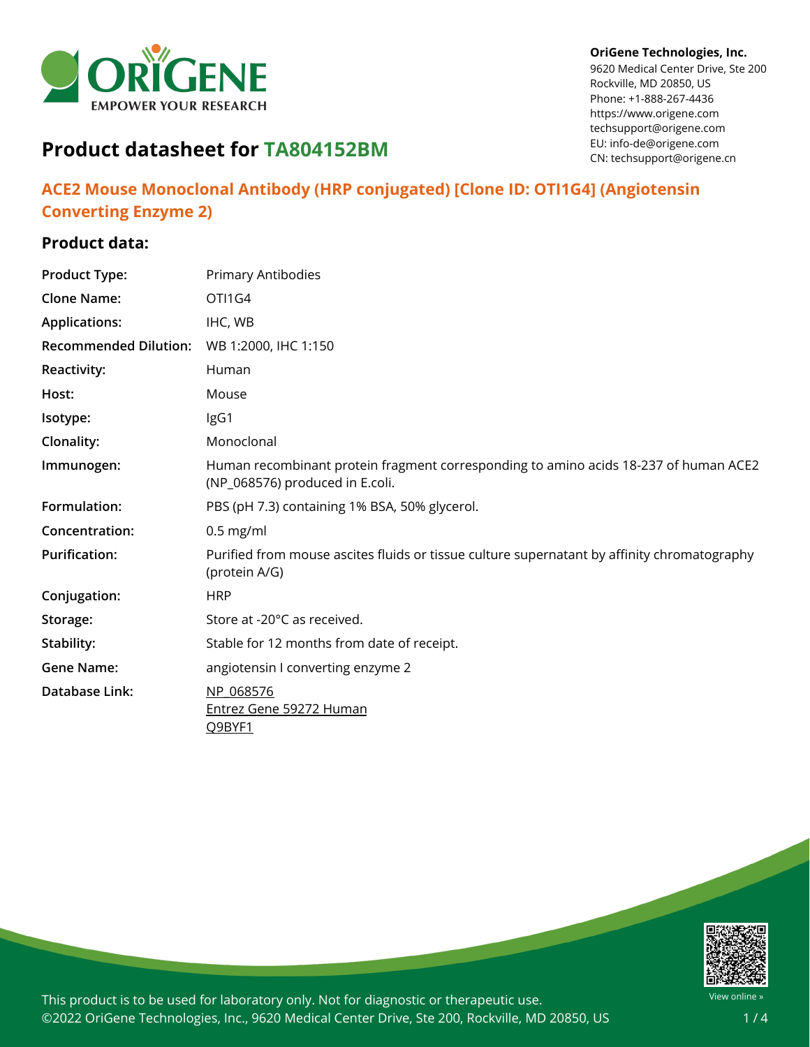OriGene Technologies, Inc.
9620 Medical Center Drive, Ste 200
Rockville, MD 20850, US
Phone: +1-888-267-4436
https://www.origene.com
techsupport@origene.com
EU: info-de@origene.com
CN: techsupport@origene.cn

# Product datasheet for TA804152BM

## ACE2 Mouse Monoclonal Antibody (HRP conjugated) [Clone ID: OTI1G4] (Angiotensin Converting Enzyme 2)

### Product data:

| | |
|---|---|
| **Product Type:** | Primary Antibodies |
| **Clone Name:** | OTI1G4 |
| **Applications:** | IHC, WB |
| **Recommended Dilution:** | WB 1:2000, IHC 1:150 |
| **Reactivity:** | Human |
| **Host:** | Mouse |
| **Isotype:** | IgG1 |
| **Clonality:** | Monoclonal |
| **Immunogen:** | Human recombinant protein fragment corresponding to amino acids 18-237 of human ACE2 (NP_068576) produced in E.coli. |
| **Formulation:** | PBS (pH 7.3) containing 1% BSA, 50% glycerol. |
| **Concentration:** | 0.5 mg/ml |
| **Purification:** | Purified from mouse ascites fluids or tissue culture supernatant by affinity chromatography (protein A/G) |
| **Conjugation:** | HRP |
| **Storage:** | Store at -20°C as received. |
| **Stability:** | Stable for 12 months from date of receipt. |
| **Gene Name:** | angiotensin I converting enzyme 2 |
| **Database Link:** | NP_068576<br>Entrez Gene 59272 Human<br>Q9BYF1 |

This product is to be used for laboratory only. Not for diagnostic or therapeutic use.
©2022 OriGene Technologies, Inc., 9620 Medical Center Drive, Ste 200, Rockville, MD 20850, US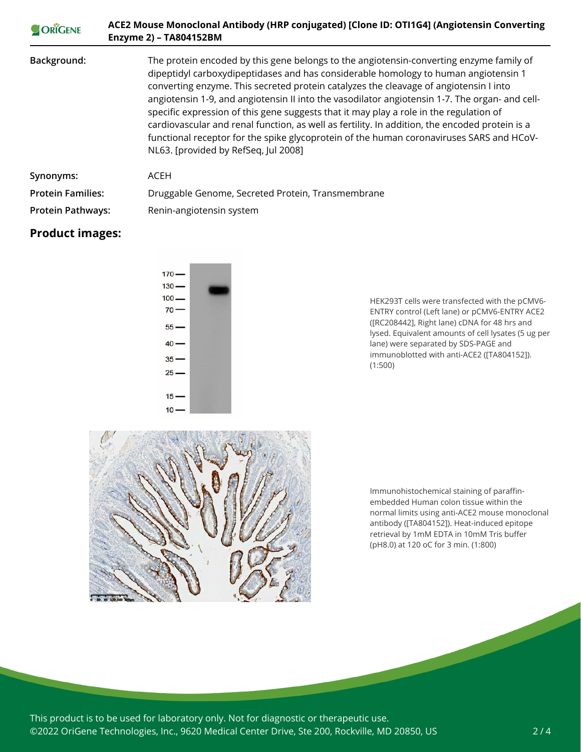| | |
|---|---|
| **Background:** | The protein encoded by this gene belongs to the angiotensin-converting enzyme family of dipeptidyl carboxydipeptidases and has considerable homology to human angiotensin 1 converting enzyme. This secreted protein catalyzes the cleavage of angiotensin I into angiotensin 1-9, and angiotensin II into the vasodilator angiotensin 1-7. The organ- and cell-specific expression of this gene suggests that it may play a role in the regulation of cardiovascular and renal function, as well as fertility. In addition, the encoded protein is a functional receptor for the spike glycoprotein of the human coronaviruses SARS and HCoV-NL63. [provided by RefSeq, Jul 2008] |
| **Synonyms:** | ACEH |
| **Protein Families:** | Druggable Genome, Secreted Protein, Transmembrane |
| **Protein Pathways:** | Renin-angiotensin system |

## Product images:

HEK293T cells were transfected with the pCMV6-ENTRY control (Left lane) or pCMV6-ENTRY ACE2 ([RC208442], Right lane) cDNA for 48 hrs and lysed. Equivalent amounts of cell lysates (5 ug per lane) were separated by SDS-PAGE and immunoblotted with anti-ACE2 ([TA804152]). (1:500)

Immunohistochemical staining of paraffin-embedded Human colon tissue within the normal limits using anti-ACE2 mouse monoclonal antibody ([TA804152]). Heat-induced epitope retrieval by 1mM EDTA in 10mM Tris buffer (pH8.0) at 120 oC for 3 min. (1:800)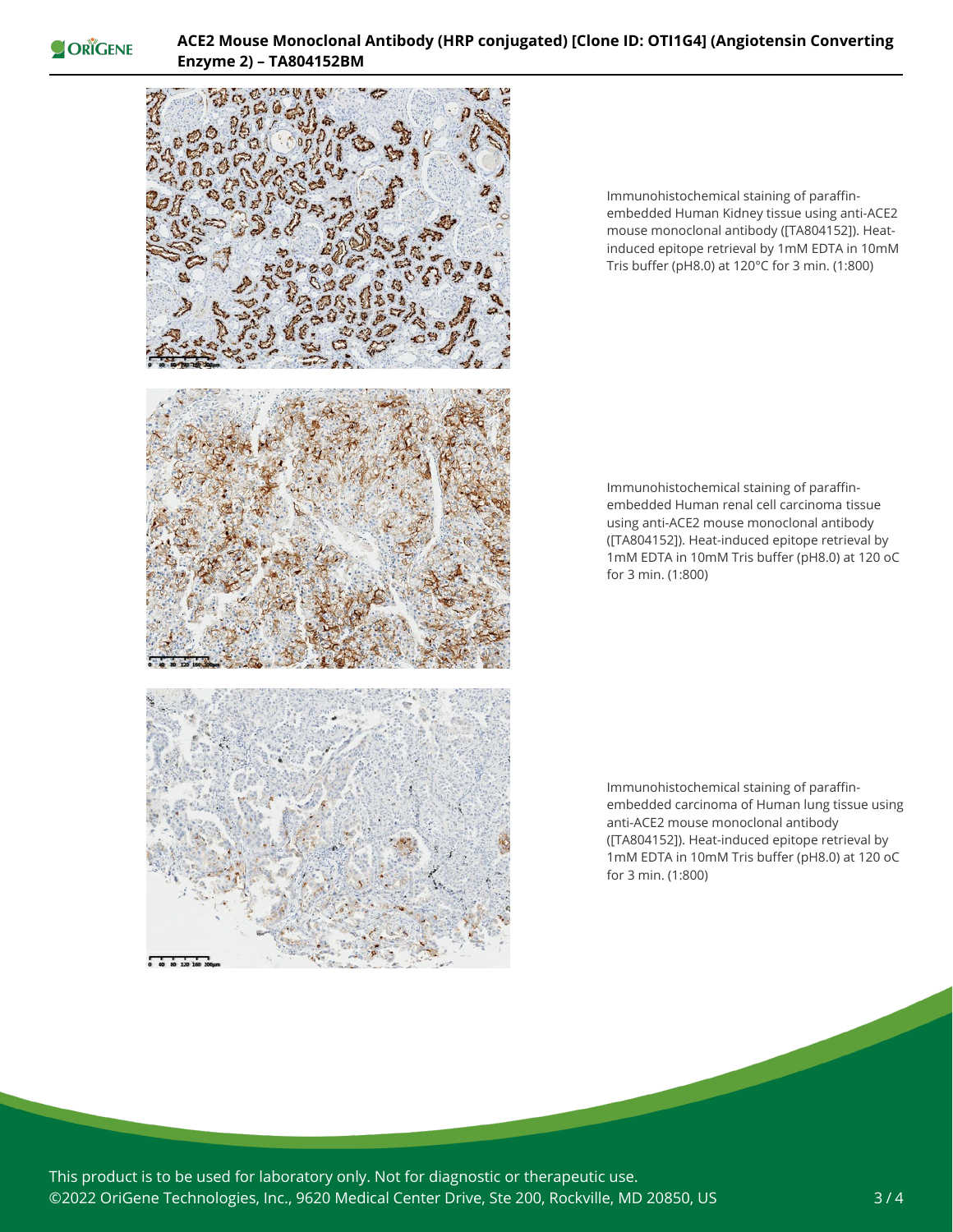Immunohistochemical staining of paraffin-embedded Human Kidney tissue using anti-ACE2 mouse monoclonal antibody ([TA804152]). Heat-induced epitope retrieval by 1mM EDTA in 10mM Tris buffer (pH8.0) at 120°C for 3 min. (1:800)

Immunohistochemical staining of paraffin-embedded Human renal cell carcinoma tissue using anti-ACE2 mouse monoclonal antibody ([TA804152]). Heat-induced epitope retrieval by 1mM EDTA in 10mM Tris buffer (pH8.0) at 120 oC for 3 min. (1:800)

Immunohistochemical staining of paraffin-embedded carcinoma of Human lung tissue using anti-ACE2 mouse monoclonal antibody ([TA804152]). Heat-induced epitope retrieval by 1mM EDTA in 10mM Tris buffer (pH8.0) at 120 oC for 3 min. (1:800)

This product is to be used for laboratory only. Not for diagnostic or therapeutic use.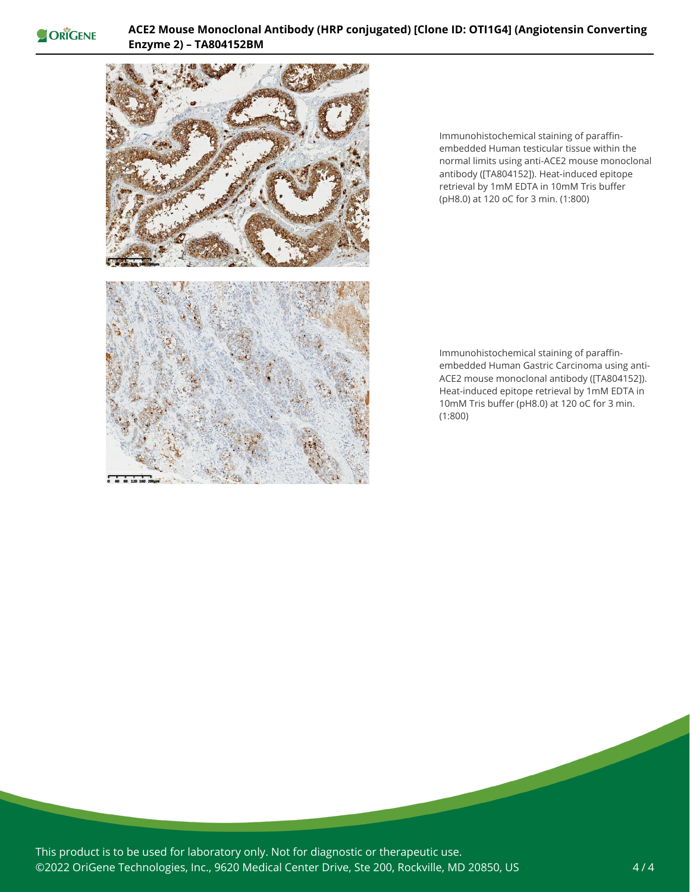Immunohistochemical staining of paraffin-embedded Human testicular tissue within the normal limits using anti-ACE2 mouse monoclonal antibody ([TA804152]). Heat-induced epitope retrieval by 1mM EDTA in 10mM Tris buffer (pH8.0) at 120 oC for 3 min. (1:800)

Immunohistochemical staining of paraffin-embedded Human Gastric Carcinoma using anti-ACE2 mouse monoclonal antibody ([TA804152]). Heat-induced epitope retrieval by 1mM EDTA in 10mM Tris buffer (pH8.0) at 120 oC for 3 min. (1:800)

This product is to be used for laboratory only. Not for diagnostic or therapeutic use.
©2022 OriGene Technologies, Inc., 9620 Medical Center Drive, Ste 200, Rockville, MD 20850, US